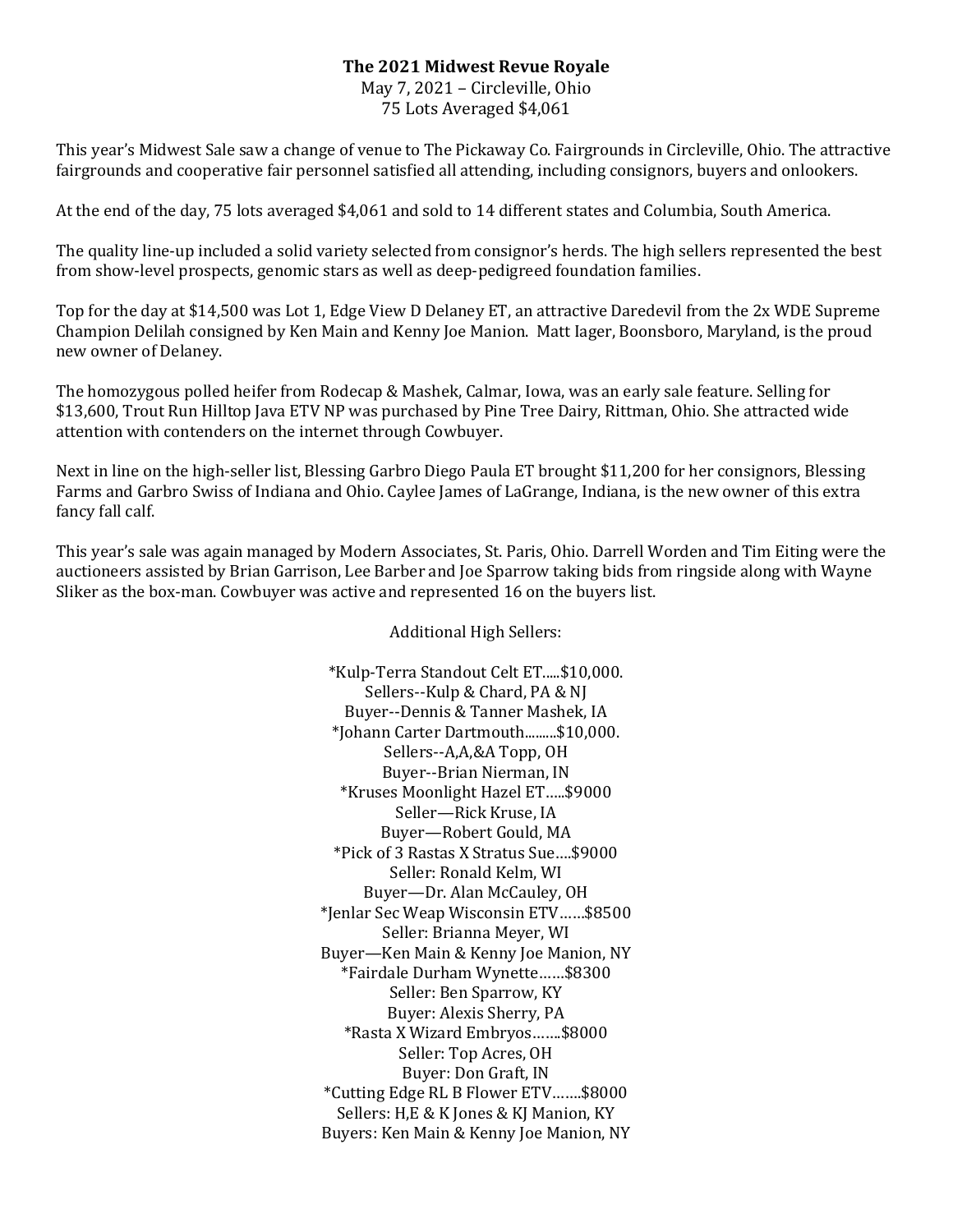# The 2021 Midwest Revue Royale

May 7, 2021 – Circleville, Ohio
75 Lots Averaged $4,061

This year's Midwest Sale saw a change of venue to The Pickaway Co. Fairgrounds in Circleville, Ohio. The attractive fairgrounds and cooperative fair personnel satisfied all attending, including consignors, buyers and onlookers.

At the end of the day, 75 lots averaged $4,061 and sold to 14 different states and Columbia, South America.

The quality line-up included a solid variety selected from consignor's herds. The high sellers represented the best from show-level prospects, genomic stars as well as deep-pedigreed foundation families.

Top for the day at $14,500 was Lot 1, Edge View D Delaney ET, an attractive Daredevil from the 2x WDE Supreme Champion Delilah consigned by Ken Main and Kenny Joe Manion. Matt Iager, Boonsboro, Maryland, is the proud new owner of Delaney.

The homozygous polled heifer from Rodecap & Mashek, Calmar, Iowa, was an early sale feature. Selling for $13,600, Trout Run Hilltop Java ETV NP was purchased by Pine Tree Dairy, Rittman, Ohio. She attracted wide attention with contenders on the internet through Cowbuyer.

Next in line on the high-seller list, Blessing Garbro Diego Paula ET brought $11,200 for her consignors, Blessing Farms and Garbro Swiss of Indiana and Ohio. Caylee James of LaGrange, Indiana, is the new owner of this extra fancy fall calf.

This year's sale was again managed by Modern Associates, St. Paris, Ohio. Darrell Worden and Tim Eiting were the auctioneers assisted by Brian Garrison, Lee Barber and Joe Sparrow taking bids from ringside along with Wayne Sliker as the box-man. Cowbuyer was active and represented 16 on the buyers list.

Additional High Sellers:

*Kulp-Terra Standout Celt ET.....$10,000.
Sellers--Kulp & Chard, PA & NJ
Buyer--Dennis & Tanner Mashek, IA

*Johann Carter Dartmouth.........$10,000.
Sellers--A,A,&A Topp, OH
Buyer--Brian Nierman, IN

*Kruses Moonlight Hazel ET…..$9000
Seller—Rick Kruse, IA
Buyer—Robert Gould, MA

*Pick of 3 Rastas X Stratus Sue….$9000
Seller: Ronald Kelm, WI
Buyer—Dr. Alan McCauley, OH

*Jenlar Sec Weap Wisconsin ETV……$8500
Seller: Brianna Meyer, WI
Buyer—Ken Main & Kenny Joe Manion, NY

*Fairdale Durham Wynette……$8300
Seller: Ben Sparrow, KY
Buyer: Alexis Sherry, PA

*Rasta X Wizard Embryos…….$8000
Seller: Top Acres, OH
Buyer: Don Graft, IN

*Cutting Edge RL B Flower ETV…….$8000
Sellers: H,E & K Jones & KJ Manion, KY
Buyers: Ken Main & Kenny Joe Manion, NY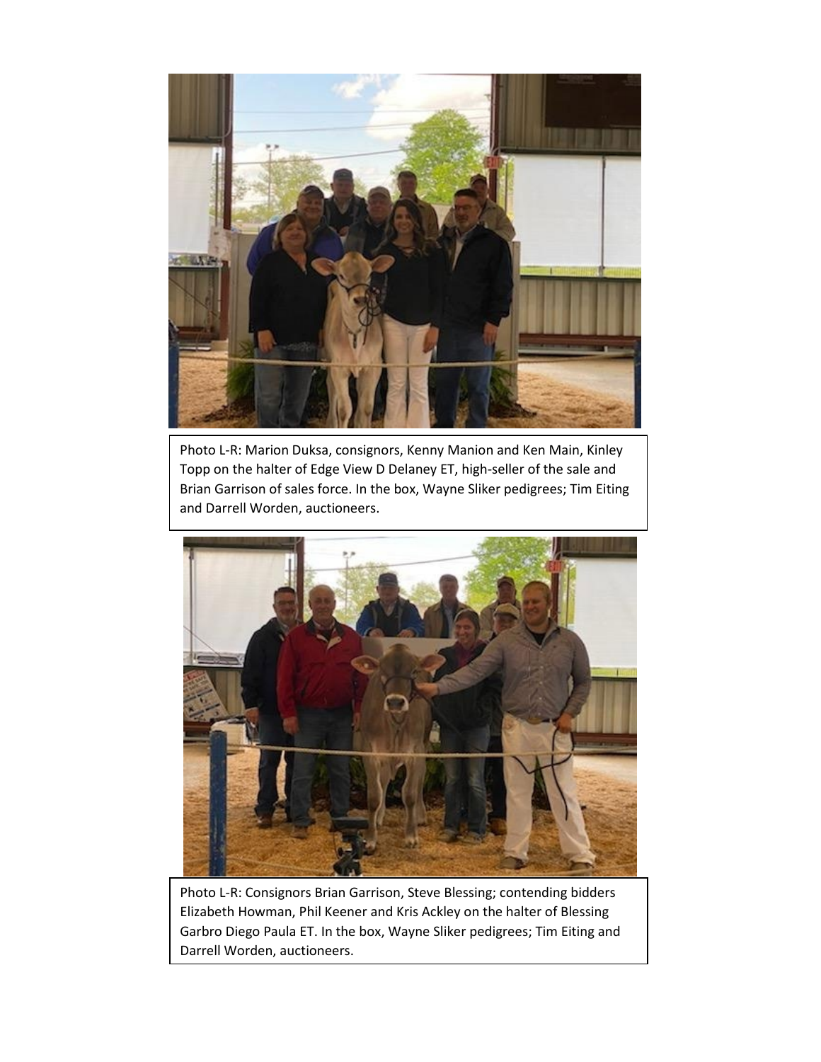Photo L-R: Marion Duksa, consignors, Kenny Manion and Ken Main, Kinley Topp on the halter of Edge View D Delaney ET, high-seller of the sale and Brian Garrison of sales force. In the box, Wayne Sliker pedigrees; Tim Eiting and Darrell Worden, auctioneers.

Photo L-R: Consignors Brian Garrison, Steve Blessing; contending bidders Elizabeth Howman, Phil Keener and Kris Ackley on the halter of Blessing Garbro Diego Paula ET. In the box, Wayne Sliker pedigrees; Tim Eiting and Darrell Worden, auctioneers.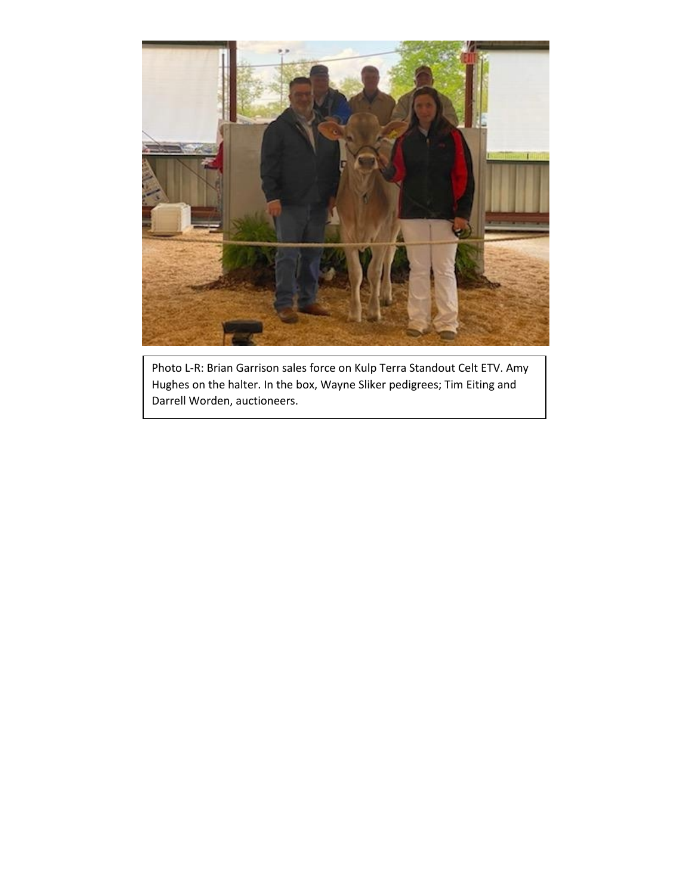Photo L-R: Brian Garrison sales force on Kulp Terra Standout Celt ETV. Amy Hughes on the halter. In the box, Wayne Sliker pedigrees; Tim Eiting and Darrell Worden, auctioneers.